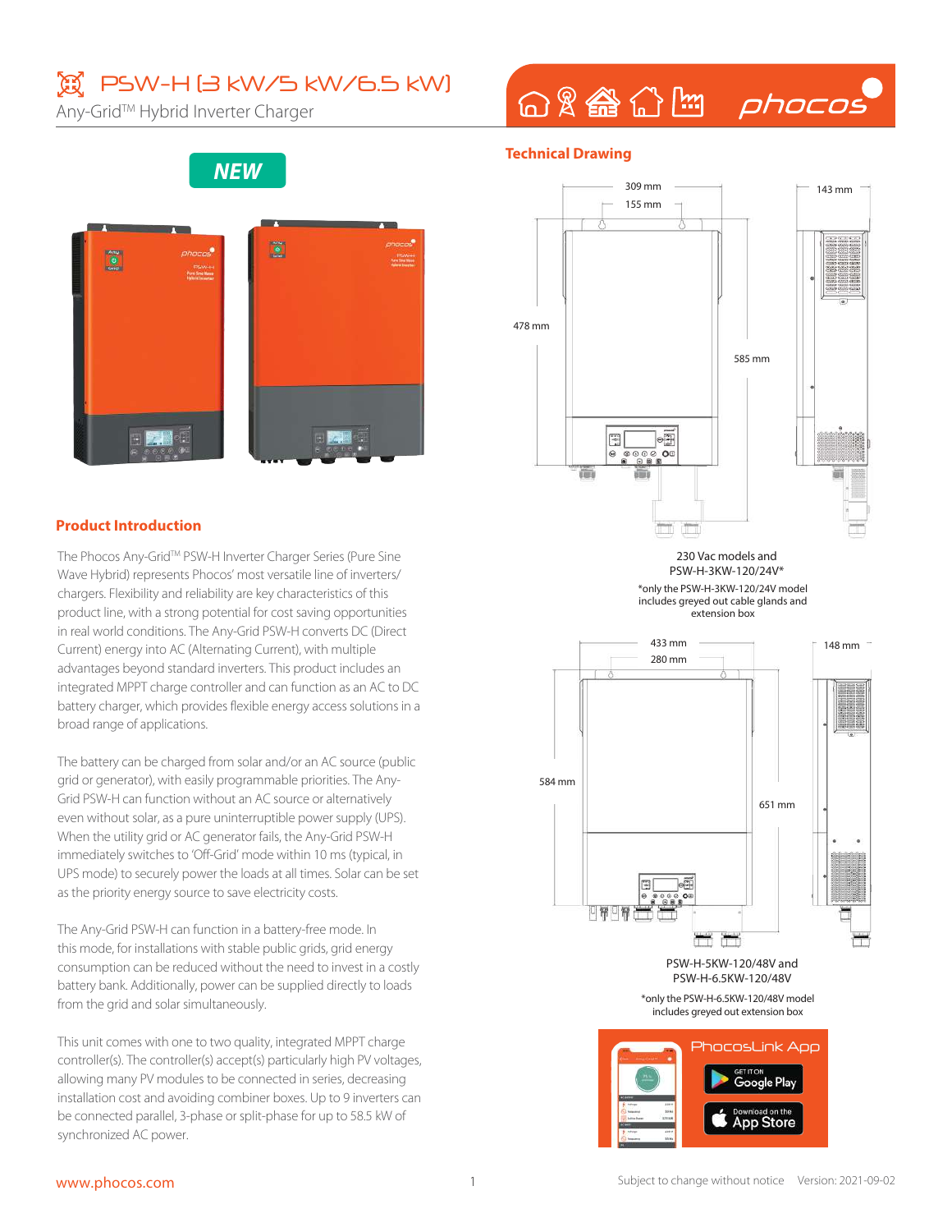# PSW-H (3 kW/5 kW/6.5 kW)

Any-Grid™ Hybrid Inverter Charger

NEW

## Product Introduction

The Phocos Any-Grid™ PSW-H Inverter Charger Series (Pure Sine Wave Hybrid) represents Phocos' most versatile line of inverters/chargers. Flexibility and reliability are key characteristics of this product line, with a strong potential for cost saving opportunities in real world conditions. The Any-Grid PSW-H converts DC (Direct Current) energy into AC (Alternating Current), with multiple advantages beyond standard inverters. This product includes an integrated MPPT charge controller and can function as an AC to DC battery charger, which provides flexible energy access solutions in a broad range of applications.

The battery can be charged from solar and/or an AC source (public grid or generator), with easily programmable priorities. The Any-Grid PSW-H can function without an AC source or alternatively even without solar, as a pure uninterruptible power supply (UPS). When the utility grid or AC generator fails, the Any-Grid PSW-H immediately switches to 'Off-Grid' mode within 10 ms (typical, in UPS mode) to securely power the loads at all times. Solar can be set as the priority energy source to save electricity costs.

The Any-Grid PSW-H can function in a battery-free mode. In this mode, for installations with stable public grids, grid energy consumption can be reduced without the need to invest in a costly battery bank. Additionally, power can be supplied directly to loads from the grid and solar simultaneously.

This unit comes with one to two quality, integrated MPPT charge controller(s). The controller(s) accept(s) particularly high PV voltages, allowing many PV modules to be connected in series, decreasing installation cost and avoiding combiner boxes. Up to 9 inverters can be connected parallel, 3-phase or split-phase for up to 58.5 kW of synchronized AC power.

## Technical Drawing

309 mm, 155 mm, 143 mm, 478 mm, 585 mm

230 Vac models and PSW-H-3KW-120/24V*

*only the PSW-H-3KW-120/24V model includes greyed out cable glands and extension box

433 mm, 280 mm, 148 mm, 584 mm, 651 mm

PSW-H-5KW-120/48V and PSW-H-6.5KW-120/48V

*only the PSW-H-6.5KW-120/48V model includes greyed out extension box

PhocosLink App

GET IT ON Google Play

Download on the App Store

www.phocos.com

Subject to change without notice Version: 2021-09-02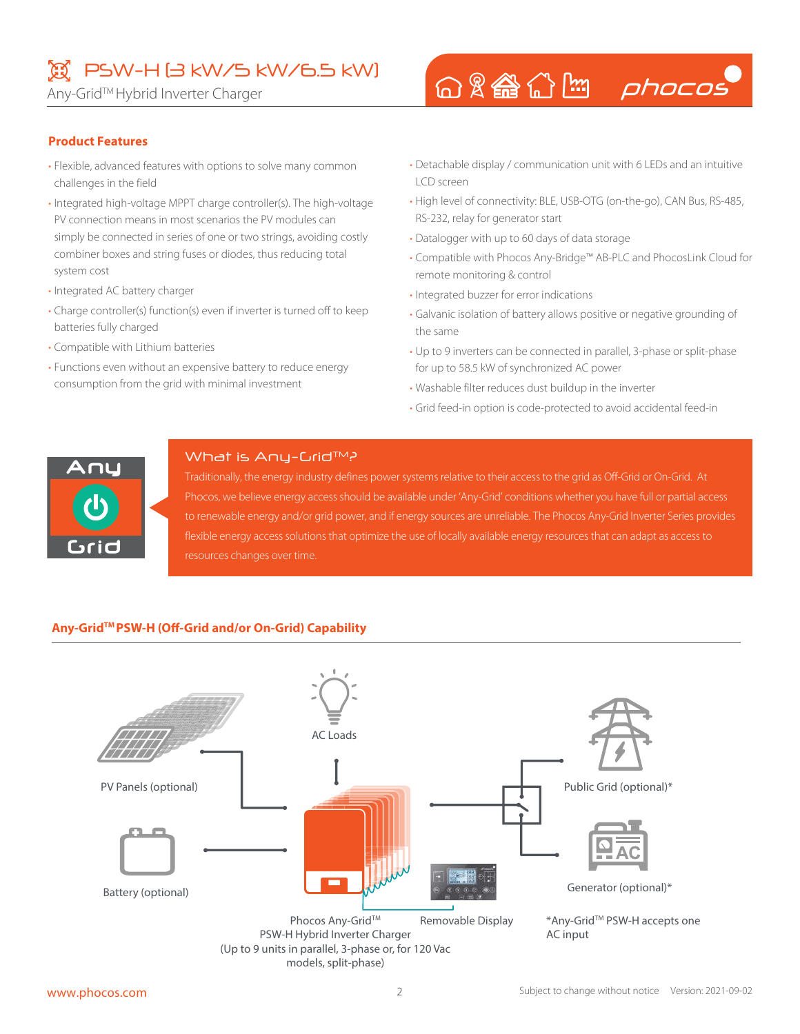# PSW-H (3 kW/5 kW/6.5 kW)

Any-Grid™ Hybrid Inverter Charger

## Product Features

- Flexible, advanced features with options to solve many common challenges in the field
- Integrated high-voltage MPPT charge controller(s). The high-voltage PV connection means in most scenarios the PV modules can simply be connected in series of one or two strings, avoiding costly combiner boxes and string fuses or diodes, thus reducing total system cost
- Integrated AC battery charger
- Charge controller(s) function(s) even if inverter is turned off to keep batteries fully charged
- Compatible with Lithium batteries
- Functions even without an expensive battery to reduce energy consumption from the grid with minimal investment
- Detachable display / communication unit with 6 LEDs and an intuitive LCD screen
- High level of connectivity: BLE, USB-OTG (on-the-go), CAN Bus, RS-485, RS-232, relay for generator start
- Datalogger with up to 60 days of data storage
- Compatible with Phocos Any-Bridge™ AB-PLC and PhocosLink Cloud for remote monitoring & control
- Integrated buzzer for error indications
- Galvanic isolation of battery allows positive or negative grounding of the same
- Up to 9 inverters can be connected in parallel, 3-phase or split-phase for up to 58.5 kW of synchronized AC power
- Washable filter reduces dust buildup in the inverter
- Grid feed-in option is code-protected to avoid accidental feed-in

## What is Any-Grid™?

Traditionally, the energy industry defines power systems relative to their access to the grid as Off-Grid or On-Grid. At Phocos, we believe energy access should be available under 'Any-Grid' conditions whether you have full or partial access to renewable energy and/or grid power, and if energy sources are unreliable. The Phocos Any-Grid Inverter Series provides flexible energy access solutions that optimize the use of locally available energy resources that can adapt as access to resources changes over time.

## Any-Grid™ PSW-H (Off-Grid and/or On-Grid) Capability

AC Loads

PV Panels (optional)

Battery (optional)

Public Grid (optional)*

Generator (optional)*

Phocos Any-Grid™ PSW-H Hybrid Inverter Charger (Up to 9 units in parallel, 3-phase or, for 120 Vac models, split-phase)

Removable Display

*Any-Grid™ PSW-H accepts one AC input

www.phocos.com

Subject to change without notice Version: 2021-09-02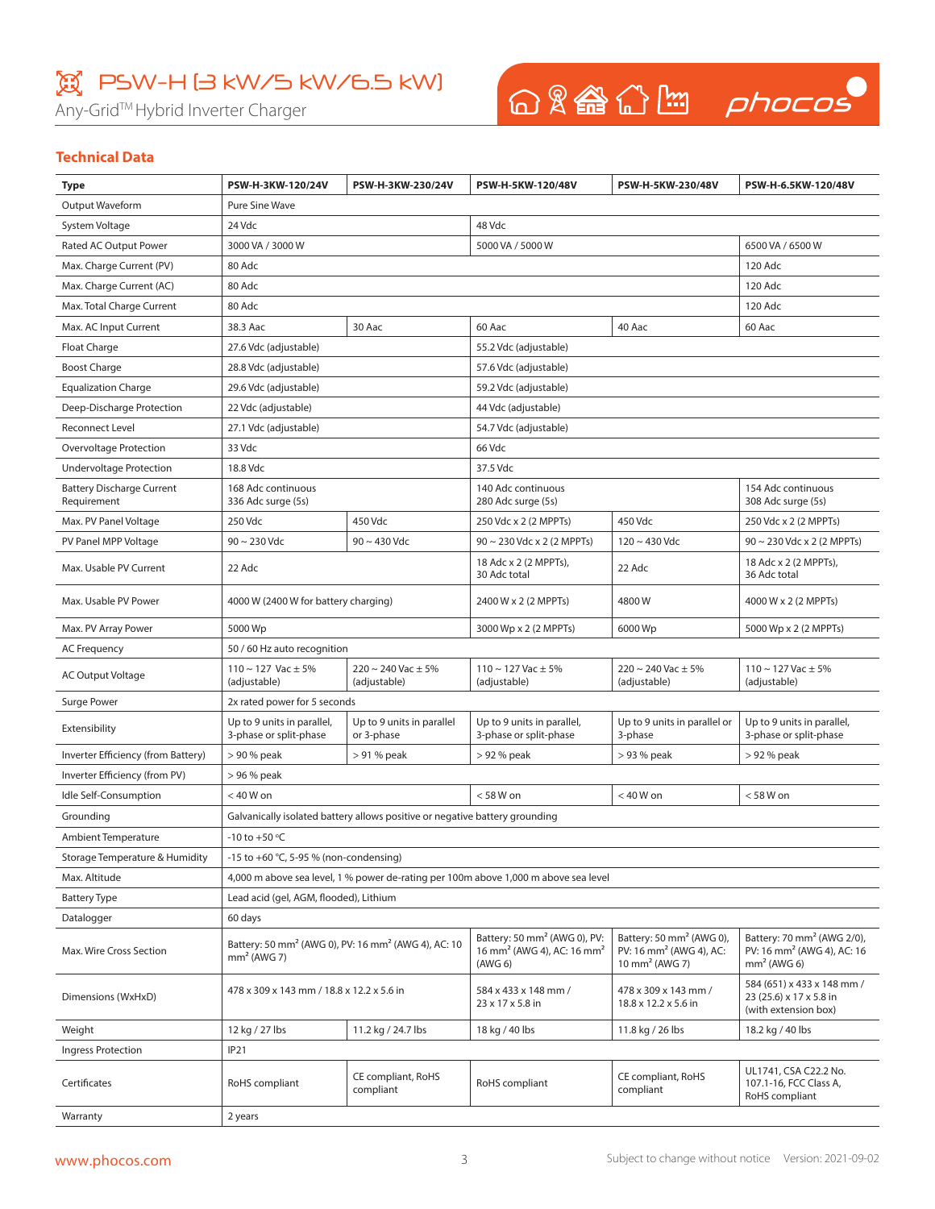# PSW-H (3 kW/5 kW/6.5 kW)

Any-Grid™ Hybrid Inverter Charger

## Technical Data

| Type | PSW-H-3KW-120/24V | PSW-H-3KW-230/24V | PSW-H-5KW-120/48V | PSW-H-5KW-230/48V | PSW-H-6.5KW-120/48V |
|---|---|---|---|---|---|
| Output Waveform | Pure Sine Wave | | | | |
| System Voltage | 24 Vdc | | 48 Vdc | | |
| Rated AC Output Power | 3000 VA / 3000 W | | 5000 VA / 5000 W | | 6500 VA / 6500 W |
| Max. Charge Current (PV) | 80 Adc | | | | 120 Adc |
| Max. Charge Current (AC) | 80 Adc | | | | 120 Adc |
| Max. Total Charge Current | 80 Adc | | | | 120 Adc |
| Max. AC Input Current | 38.3 Aac | 30 Aac | 60 Aac | 40 Aac | 60 Aac |
| Float Charge | 27.6 Vdc (adjustable) | | 55.2 Vdc (adjustable) | | |
| Boost Charge | 28.8 Vdc (adjustable) | | 57.6 Vdc (adjustable) | | |
| Equalization Charge | 29.6 Vdc (adjustable) | | 59.2 Vdc (adjustable) | | |
| Deep-Discharge Protection | 22 Vdc (adjustable) | | 44 Vdc (adjustable) | | |
| Reconnect Level | 27.1 Vdc (adjustable) | | 54.7 Vdc (adjustable) | | |
| Overvoltage Protection | 33 Vdc | | 66 Vdc | | |
| Undervoltage Protection | 18.8 Vdc | | 37.5 Vdc | | |
| Battery Discharge Current Requirement | 168 Adc continuous<br>336 Adc surge (5s) | | 140 Adc continuous<br>280 Adc surge (5s) | | 154 Adc continuous<br>308 Adc surge (5s) |
| Max. PV Panel Voltage | 250 Vdc | 450 Vdc | 250 Vdc x 2 (2 MPPTs) | 450 Vdc | 250 Vdc x 2 (2 MPPTs) |
| PV Panel MPP Voltage | 90 ~ 230 Vdc | 90 ~ 430 Vdc | 90 ~ 230 Vdc x 2 (2 MPPTs) | 120 ~ 430 Vdc | 90 ~ 230 Vdc x 2 (2 MPPTs) |
| Max. Usable PV Current | 22 Adc | | 18 Adc x 2 (2 MPPTs),<br>30 Adc total | 22 Adc | 18 Adc x 2 (2 MPPTs),<br>36 Adc total |
| Max. Usable PV Power | 4000 W (2400 W for battery charging) | | 2400 W x 2 (2 MPPTs) | 4800 W | 4000 W x 2 (2 MPPTs) |
| Max. PV Array Power | 5000 Wp | | 3000 Wp x 2 (2 MPPTs) | 6000 Wp | 5000 Wp x 2 (2 MPPTs) |
| AC Frequency | 50 / 60 Hz auto recognition | | | | |
| AC Output Voltage | 110 ~ 127 Vac ± 5%<br>(adjustable) | 220 ~ 240 Vac ± 5%<br>(adjustable) | 110 ~ 127 Vac ± 5%<br>(adjustable) | 220 ~ 240 Vac ± 5%<br>(adjustable) | 110 ~ 127 Vac ± 5%<br>(adjustable) |
| Surge Power | 2x rated power for 5 seconds | | | | |
| Extensibility | Up to 9 units in parallel, 3-phase or split-phase | Up to 9 units in parallel or 3-phase | Up to 9 units in parallel, 3-phase or split-phase | Up to 9 units in parallel or 3-phase | Up to 9 units in parallel, 3-phase or split-phase |
| Inverter Efficiency (from Battery) | > 90 % peak | > 91 % peak | > 92 % peak | > 93 % peak | > 92 % peak |
| Inverter Efficiency (from PV) | > 96 % peak | | | | |
| Idle Self-Consumption | < 40 W on | | < 58 W on | < 40 W on | < 58 W on |
| Grounding | Galvanically isolated battery allows positive or negative battery grounding | | | | |
| Ambient Temperature | -10 to +50 °C | | | | |
| Storage Temperature & Humidity | -15 to +60 °C, 5-95 % (non-condensing) | | | | |
| Max. Altitude | 4,000 m above sea level, 1 % power de-rating per 100m above 1,000 m above sea level | | | | |
| Battery Type | Lead acid (gel, AGM, flooded), Lithium | | | | |
| Datalogger | 60 days | | | | |
| Max. Wire Cross Section | Battery: 50 mm² (AWG 0), PV: 16 mm² (AWG 4), AC: 10 mm² (AWG 7) | | Battery: 50 mm² (AWG 0), PV: 16 mm² (AWG 4), AC: 16 mm² (AWG 6) | Battery: 50 mm² (AWG 0), PV: 16 mm² (AWG 4), AC: 10 mm² (AWG 7) | Battery: 70 mm² (AWG 2/0), PV: 16 mm² (AWG 4), AC: 16 mm² (AWG 6) |
| Dimensions (WxHxD) | 478 x 309 x 143 mm / 18.8 x 12.2 x 5.6 in | | 584 x 433 x 148 mm / 23 x 17 x 5.8 in | 478 x 309 x 143 mm / 18.8 x 12.2 x 5.6 in | 584 (651) x 433 x 148 mm / 23 (25.6) x 17 x 5.8 in (with extension box) |
| Weight | 12 kg / 27 lbs | 11.2 kg / 24.7 lbs | 18 kg / 40 lbs | 11.8 kg / 26 lbs | 18.2 kg / 40 lbs |
| Ingress Protection | IP21 | | | | |
| Certificates | RoHS compliant | CE compliant, RoHS compliant | RoHS compliant | CE compliant, RoHS compliant | UL1741, CSA C22.2 No. 107.1-16, FCC Class A, RoHS compliant |
| Warranty | 2 years | | | | |

www.phocos.com

Subject to change without notice Version: 2021-09-02